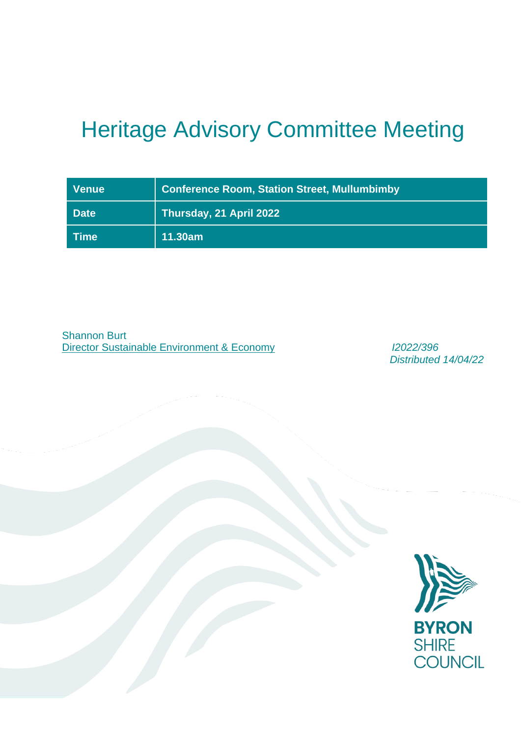# Heritage Advisory Committee Meeting

| Venue | Conference Room, Station Street, Mullumbimby |
|---|---|
| Date | Thursday, 21 April 2022 |
| Time | 11.30am |

Shannon Burt
Director Sustainable Environment & Economy

*I2022/396*
*Distributed 14/04/22*

BYRON SHIRE COUNCIL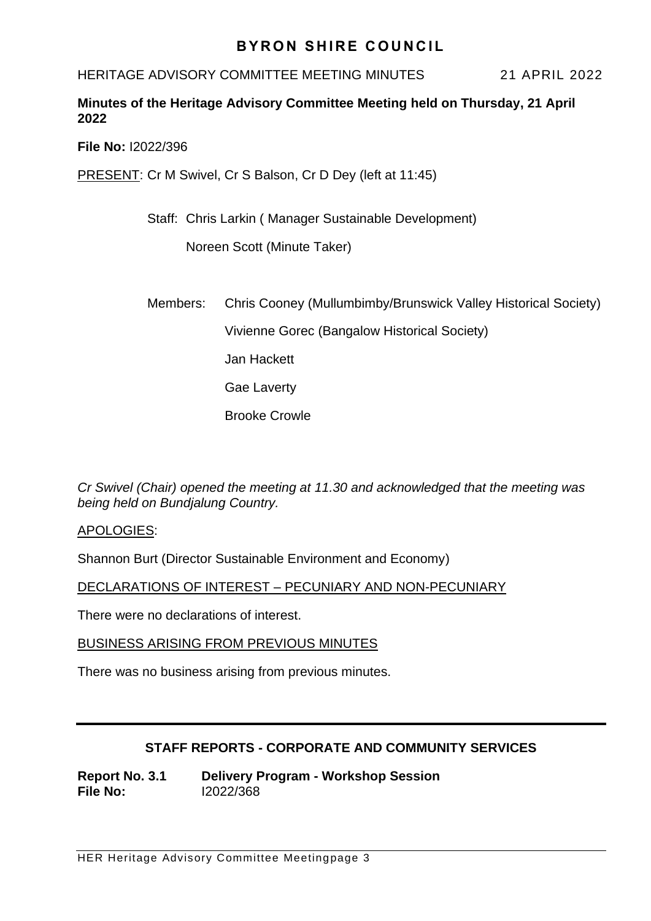# BYRON SHIRE COUNCIL

HERITAGE ADVISORY COMMITTEE MEETING MINUTES 21 APRIL 2022

**Minutes of the Heritage Advisory Committee Meeting held on Thursday, 21 April 2022**

**File No:** I2022/396

PRESENT: Cr M Swivel, Cr S Balson, Cr D Dey (left at 11:45)

Staff: Chris Larkin ( Manager Sustainable Development)

Noreen Scott (Minute Taker)

Members: Chris Cooney (Mullumbimby/Brunswick Valley Historical Society)

Vivienne Gorec (Bangalow Historical Society)

Jan Hackett

Gae Laverty

Brooke Crowle

*Cr Swivel (Chair) opened the meeting at 11.30 and acknowledged that the meeting was being held on Bundjalung Country.*

APOLOGIES:

Shannon Burt (Director Sustainable Environment and Economy)

DECLARATIONS OF INTEREST – PECUNIARY AND NON-PECUNIARY

There were no declarations of interest.

BUSINESS ARISING FROM PREVIOUS MINUTES

There was no business arising from previous minutes.

## STAFF REPORTS - CORPORATE AND COMMUNITY SERVICES

**Report No. 3.1** **Delivery Program - Workshop Session**
**File No:** I2022/368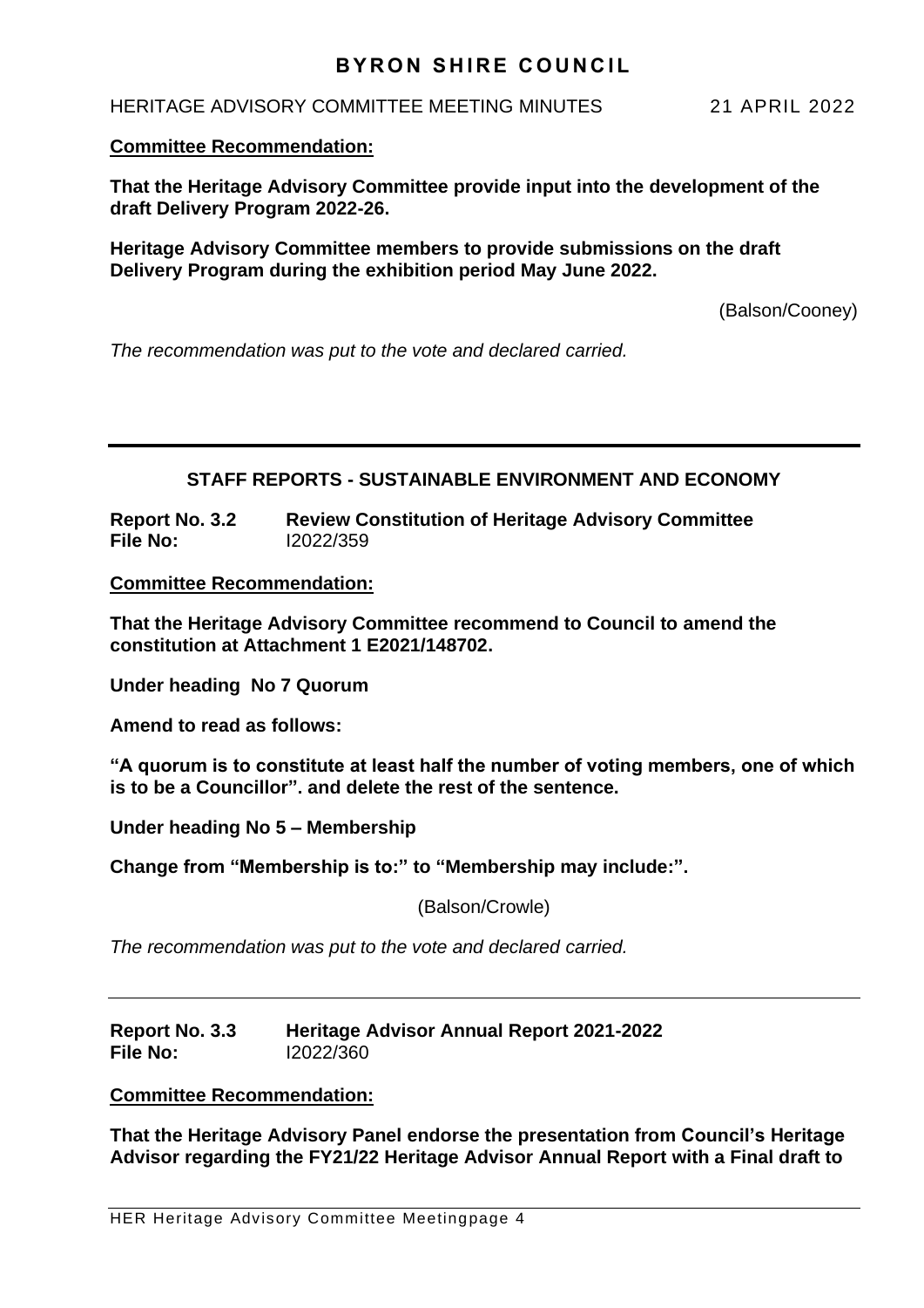**Committee Recommendation:**

**That the Heritage Advisory Committee provide input into the development of the draft Delivery Program 2022-26.**

**Heritage Advisory Committee members to provide submissions on the draft Delivery Program during the exhibition period May June 2022.**

(Balson/Cooney)

*The recommendation was put to the vote and declared carried.*

---

## STAFF REPORTS - SUSTAINABLE ENVIRONMENT AND ECONOMY

**Report No. 3.2 Review Constitution of Heritage Advisory Committee**
**File No:** I2022/359

**Committee Recommendation:**

**That the Heritage Advisory Committee recommend to Council to amend the constitution at Attachment 1 E2021/148702.**

**Under heading No 7 Quorum**

**Amend to read as follows:**

**"A quorum is to constitute at least half the number of voting members, one of which is to be a Councillor". and delete the rest of the sentence.**

**Under heading No 5 – Membership**

**Change from "Membership is to:" to "Membership may include:".**

(Balson/Crowle)

*The recommendation was put to the vote and declared carried.*

---

**Report No. 3.3 Heritage Advisor Annual Report 2021-2022**
**File No:** I2022/360

**Committee Recommendation:**

**That the Heritage Advisory Panel endorse the presentation from Council's Heritage Advisor regarding the FY21/22 Heritage Advisor Annual Report with a Final draft to**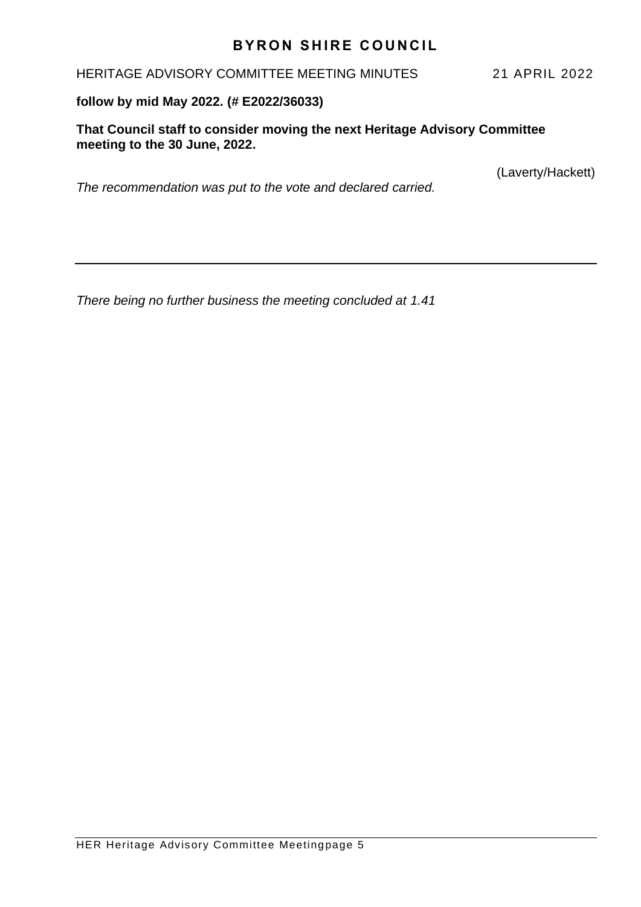**follow by mid May 2022. (# E2022/36033)**

**That Council staff to consider moving the next Heritage Advisory Committee meeting to the 30 June, 2022.**

(Laverty/Hackett)

*The recommendation was put to the vote and declared carried.*

---

*There being no further business the meeting concluded at 1.41*